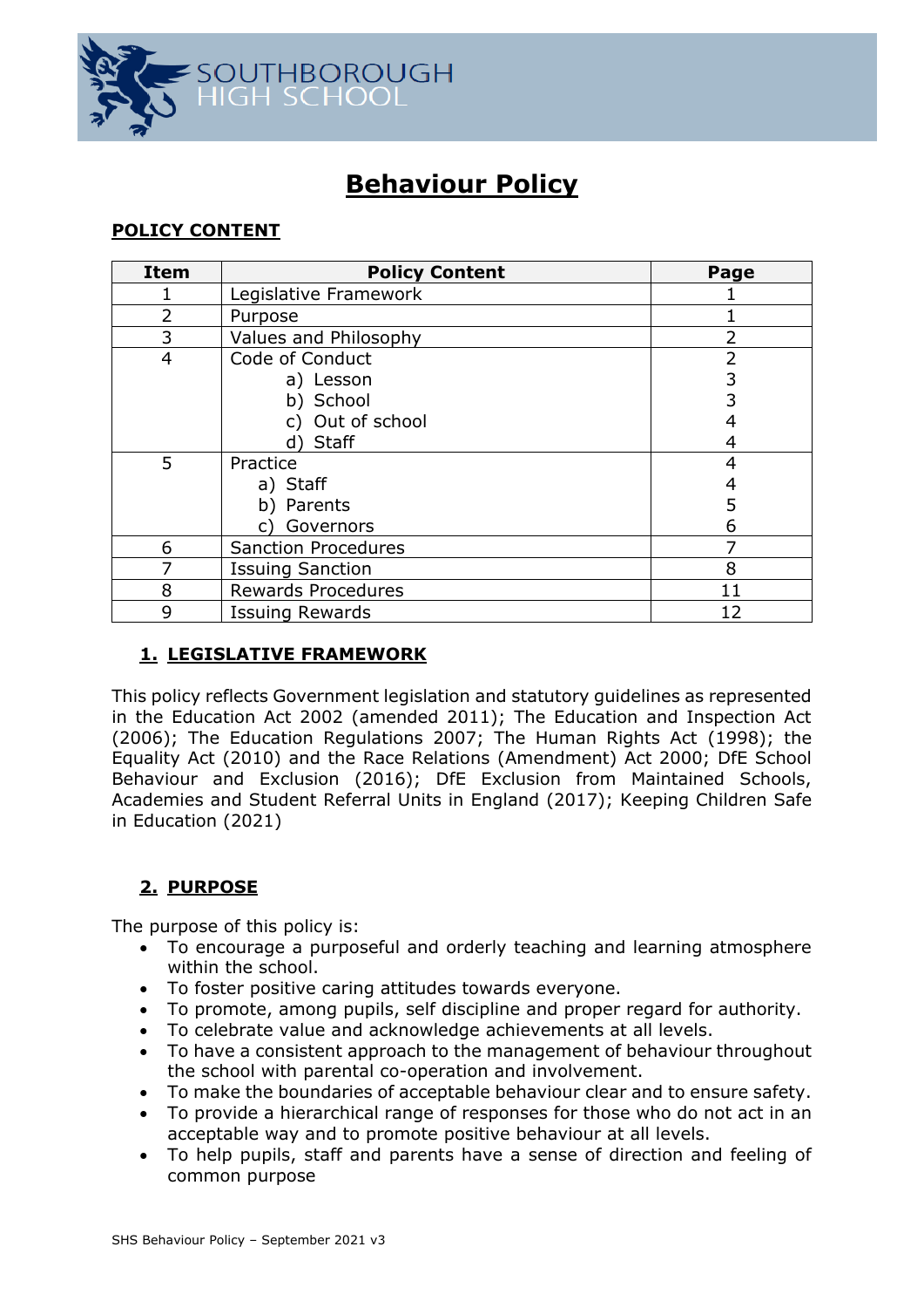SOUTHBOROUGH HIGH SCHOOL

# Behaviour Policy

## POLICY CONTENT

| Item | Policy Content | Page |
|---|---|---|
| 1 | Legislative Framework | 1 |
| 2 | Purpose | 1 |
| 3 | Values and Philosophy | 2 |
| 4 | Code of Conduct<br>a) Lesson<br>b) School<br>c) Out of school<br>d) Staff | 2<br>3<br>3<br>4<br>4 |
| 5 | Practice<br>a) Staff<br>b) Parents<br>c) Governors | 4<br>4<br>5<br>6 |
| 6 | Sanction Procedures | 7 |
| 7 | Issuing Sanction | 8 |
| 8 | Rewards Procedures | 11 |
| 9 | Issuing Rewards | 12 |

## 1. LEGISLATIVE FRAMEWORK

This policy reflects Government legislation and statutory guidelines as represented in the Education Act 2002 (amended 2011); The Education and Inspection Act (2006); The Education Regulations 2007; The Human Rights Act (1998); the Equality Act (2010) and the Race Relations (Amendment) Act 2000; DfE School Behaviour and Exclusion (2016); DfE Exclusion from Maintained Schools, Academies and Student Referral Units in England (2017); Keeping Children Safe in Education (2021)

## 2. PURPOSE

The purpose of this policy is:

- To encourage a purposeful and orderly teaching and learning atmosphere within the school.
- To foster positive caring attitudes towards everyone.
- To promote, among pupils, self discipline and proper regard for authority.
- To celebrate value and acknowledge achievements at all levels.
- To have a consistent approach to the management of behaviour throughout the school with parental co-operation and involvement.
- To make the boundaries of acceptable behaviour clear and to ensure safety.
- To provide a hierarchical range of responses for those who do not act in an acceptable way and to promote positive behaviour at all levels.
- To help pupils, staff and parents have a sense of direction and feeling of common purpose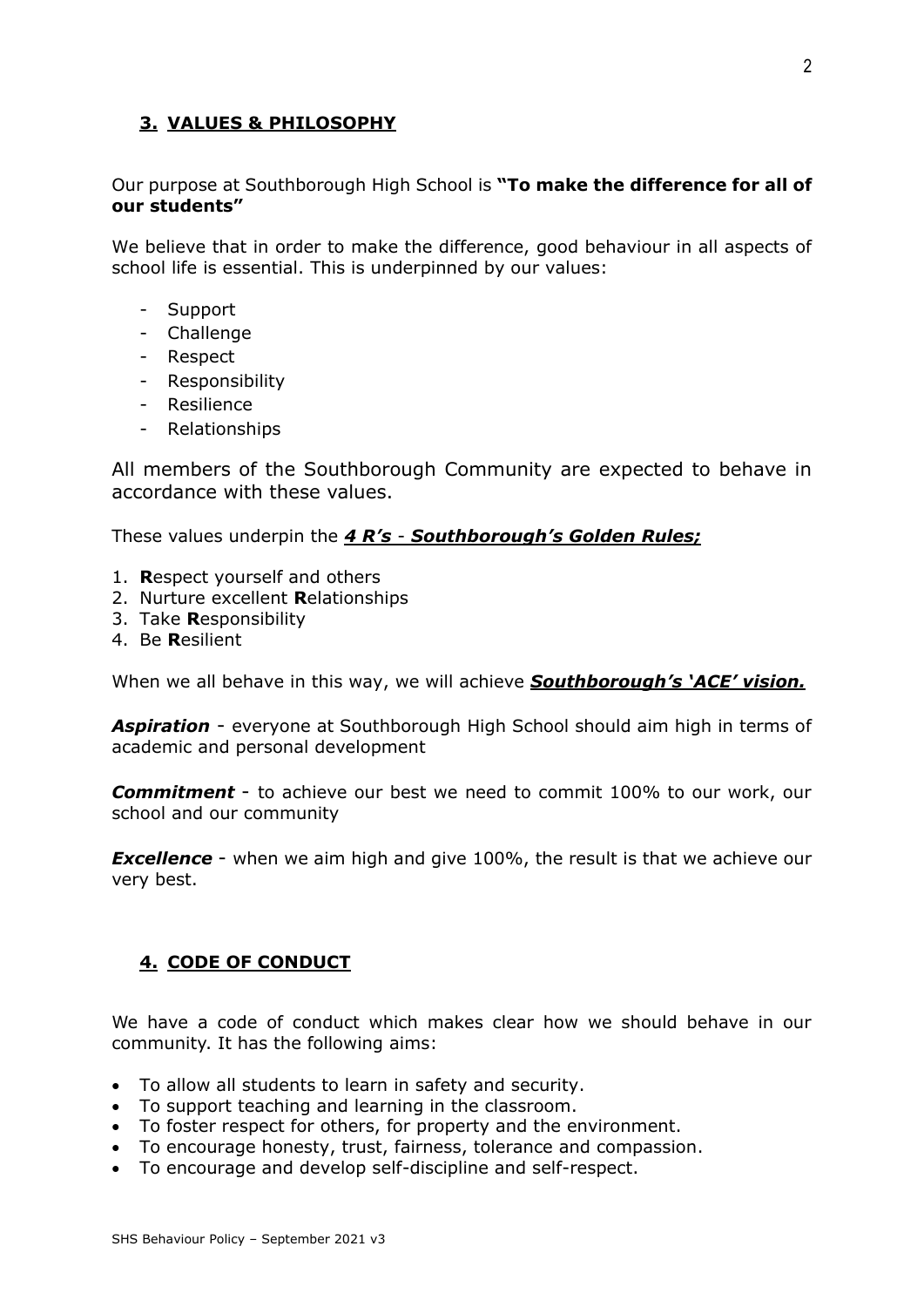## 3. VALUES & PHILOSOPHY

Our purpose at Southborough High School is **"To make the difference for all of our students"**

We believe that in order to make the difference, good behaviour in all aspects of school life is essential. This is underpinned by our values:

- Support
- Challenge
- Respect
- Responsibility
- Resilience
- Relationships

All members of the Southborough Community are expected to behave in accordance with these values.

These values underpin the ***4 R's - Southborough's Golden Rules;***

1. **R**espect yourself and others
2. Nurture excellent **R**elationships
3. Take **R**esponsibility
4. Be **R**esilient

When we all behave in this way, we will achieve ***Southborough's 'ACE' vision.***

***Aspiration*** - everyone at Southborough High School should aim high in terms of academic and personal development

***Commitment*** - to achieve our best we need to commit 100% to our work, our school and our community

***Excellence*** - when we aim high and give 100%, the result is that we achieve our very best.

## 4. CODE OF CONDUCT

We have a code of conduct which makes clear how we should behave in our community. It has the following aims:

- To allow all students to learn in safety and security.
- To support teaching and learning in the classroom.
- To foster respect for others, for property and the environment.
- To encourage honesty, trust, fairness, tolerance and compassion.
- To encourage and develop self-discipline and self-respect.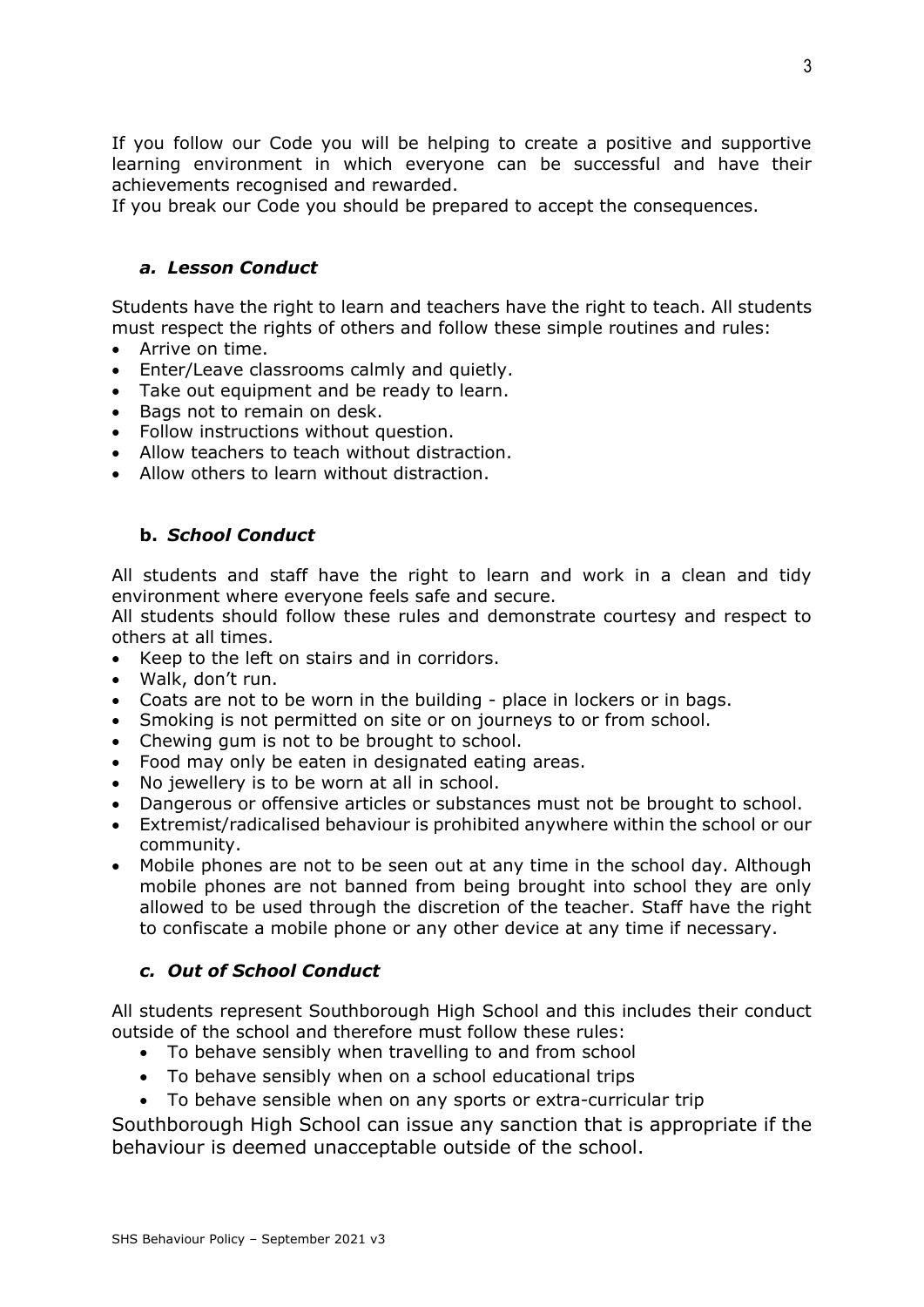If you follow our Code you will be helping to create a positive and supportive learning environment in which everyone can be successful and have their achievements recognised and rewarded.

If you break our Code you should be prepared to accept the consequences.

### *a. Lesson Conduct*

Students have the right to learn and teachers have the right to teach. All students must respect the rights of others and follow these simple routines and rules:

- Arrive on time.
- Enter/Leave classrooms calmly and quietly.
- Take out equipment and be ready to learn.
- Bags not to remain on desk.
- Follow instructions without question.
- Allow teachers to teach without distraction.
- Allow others to learn without distraction.

### **b.** ***School Conduct***

All students and staff have the right to learn and work in a clean and tidy environment where everyone feels safe and secure.

All students should follow these rules and demonstrate courtesy and respect to others at all times.

- Keep to the left on stairs and in corridors.
- Walk, don't run.
- Coats are not to be worn in the building - place in lockers or in bags.
- Smoking is not permitted on site or on journeys to or from school.
- Chewing gum is not to be brought to school.
- Food may only be eaten in designated eating areas.
- No jewellery is to be worn at all in school.
- Dangerous or offensive articles or substances must not be brought to school.
- Extremist/radicalised behaviour is prohibited anywhere within the school or our community.
- Mobile phones are not to be seen out at any time in the school day. Although mobile phones are not banned from being brought into school they are only allowed to be used through the discretion of the teacher. Staff have the right to confiscate a mobile phone or any other device at any time if necessary.

### *c. Out of School Conduct*

All students represent Southborough High School and this includes their conduct outside of the school and therefore must follow these rules:

- To behave sensibly when travelling to and from school
- To behave sensibly when on a school educational trips
- To behave sensible when on any sports or extra-curricular trip

Southborough High School can issue any sanction that is appropriate if the behaviour is deemed unacceptable outside of the school.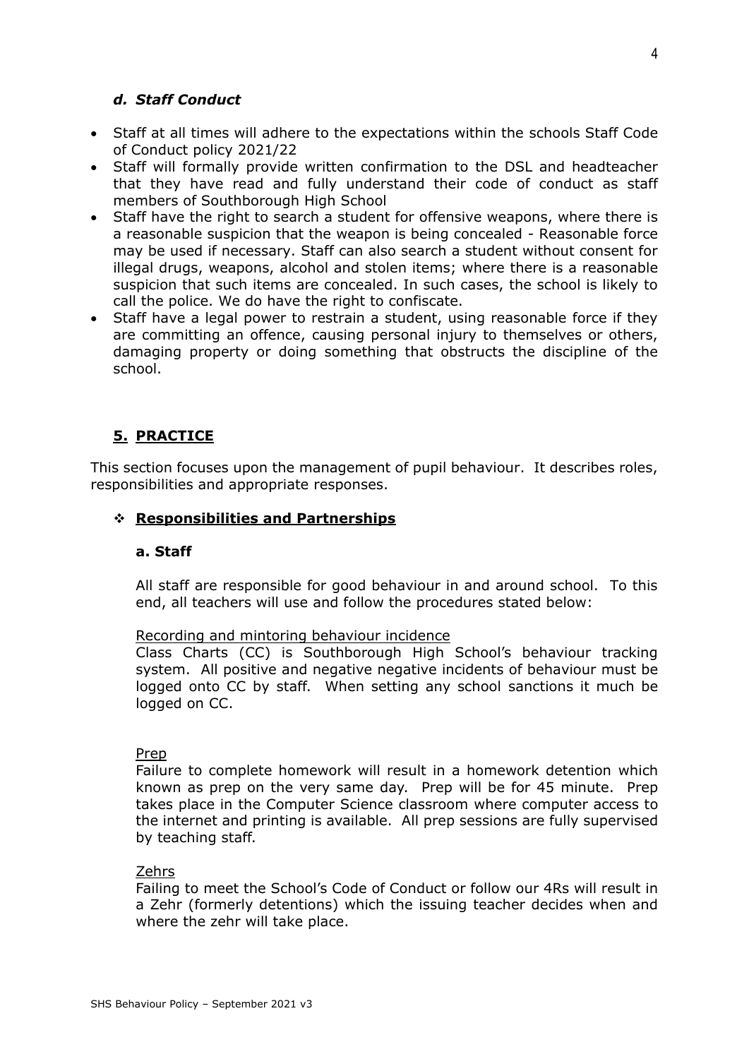### *d. Staff Conduct*

- Staff at all times will adhere to the expectations within the schools Staff Code of Conduct policy 2021/22
- Staff will formally provide written confirmation to the DSL and headteacher that they have read and fully understand their code of conduct as staff members of Southborough High School
- Staff have the right to search a student for offensive weapons, where there is a reasonable suspicion that the weapon is being concealed - Reasonable force may be used if necessary. Staff can also search a student without consent for illegal drugs, weapons, alcohol and stolen items; where there is a reasonable suspicion that such items are concealed. In such cases, the school is likely to call the police. We do have the right to confiscate.
- Staff have a legal power to restrain a student, using reasonable force if they are committing an offence, causing personal injury to themselves or others, damaging property or doing something that obstructs the discipline of the school.

## 5. PRACTICE

This section focuses upon the management of pupil behaviour. It describes roles, responsibilities and appropriate responses.

### ❖ Responsibilities and Partnerships

#### a. Staff

All staff are responsible for good behaviour in and around school. To this end, all teachers will use and follow the procedures stated below:

Recording and mintoring behaviour incidence

Class Charts (CC) is Southborough High School's behaviour tracking system. All positive and negative negative incidents of behaviour must be logged onto CC by staff. When setting any school sanctions it much be logged on CC.

Prep

Failure to complete homework will result in a homework detention which known as prep on the very same day. Prep will be for 45 minute. Prep takes place in the Computer Science classroom where computer access to the internet and printing is available. All prep sessions are fully supervised by teaching staff.

Zehrs

Failing to meet the School's Code of Conduct or follow our 4Rs will result in a Zehr (formerly detentions) which the issuing teacher decides when and where the zehr will take place.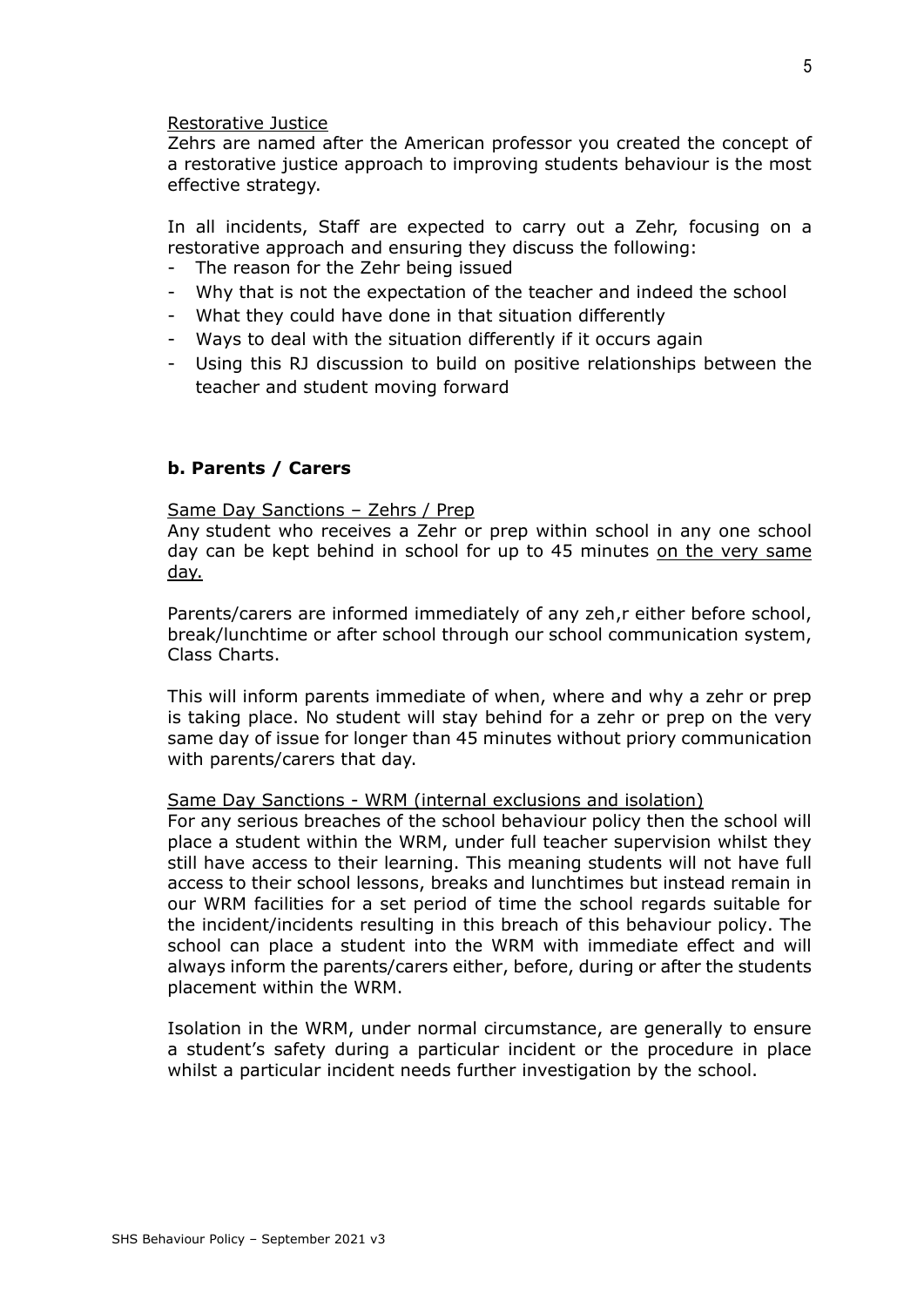Restorative Justice

Zehrs are named after the American professor you created the concept of a restorative justice approach to improving students behaviour is the most effective strategy.

In all incidents, Staff are expected to carry out a Zehr, focusing on a restorative approach and ensuring they discuss the following:

- The reason for the Zehr being issued
- Why that is not the expectation of the teacher and indeed the school
- What they could have done in that situation differently
- Ways to deal with the situation differently if it occurs again
- Using this RJ discussion to build on positive relationships between the teacher and student moving forward

### b. Parents / Carers

Same Day Sanctions – Zehrs / Prep

Any student who receives a Zehr or prep within school in any one school day can be kept behind in school for up to 45 minutes on the very same day.

Parents/carers are informed immediately of any zeh,r either before school, break/lunchtime or after school through our school communication system, Class Charts.

This will inform parents immediate of when, where and why a zehr or prep is taking place. No student will stay behind for a zehr or prep on the very same day of issue for longer than 45 minutes without priory communication with parents/carers that day.

Same Day Sanctions - WRM (internal exclusions and isolation)

For any serious breaches of the school behaviour policy then the school will place a student within the WRM, under full teacher supervision whilst they still have access to their learning. This meaning students will not have full access to their school lessons, breaks and lunchtimes but instead remain in our WRM facilities for a set period of time the school regards suitable for the incident/incidents resulting in this breach of this behaviour policy. The school can place a student into the WRM with immediate effect and will always inform the parents/carers either, before, during or after the students placement within the WRM.

Isolation in the WRM, under normal circumstance, are generally to ensure a student's safety during a particular incident or the procedure in place whilst a particular incident needs further investigation by the school.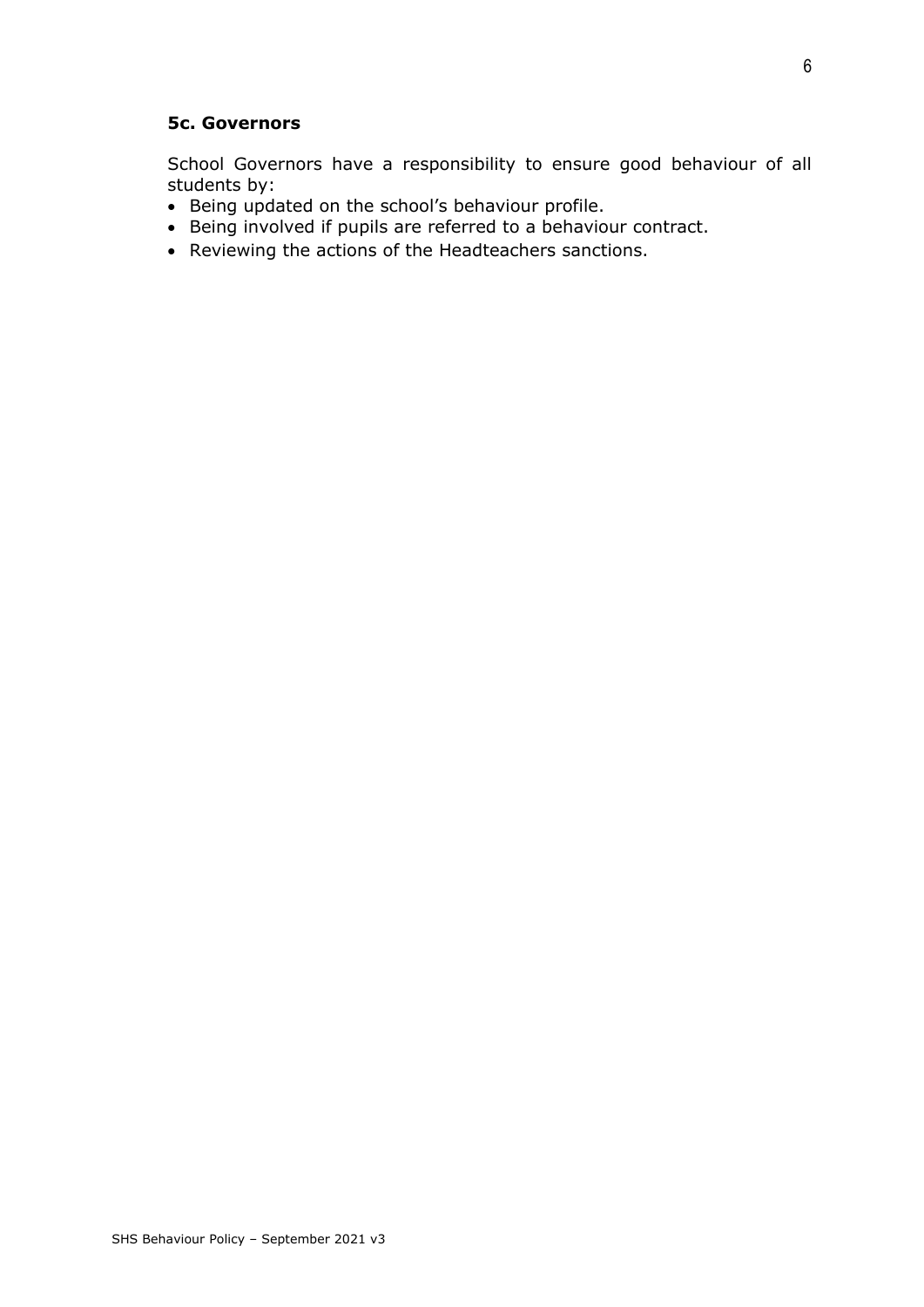### 5c. Governors

School Governors have a responsibility to ensure good behaviour of all students by:

- Being updated on the school's behaviour profile.
- Being involved if pupils are referred to a behaviour contract.
- Reviewing the actions of the Headteachers sanctions.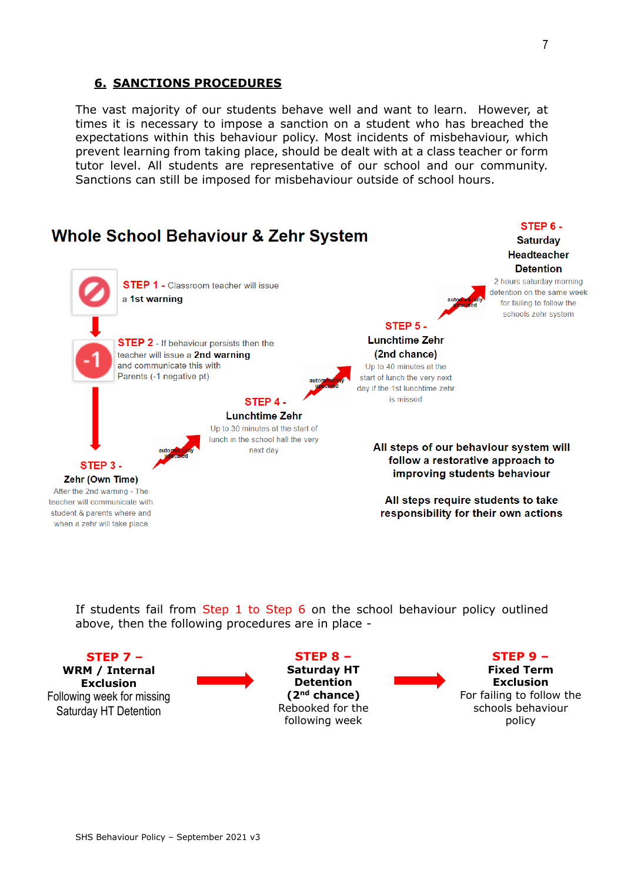## 6. SANCTIONS PROCEDURES

The vast majority of our students behave well and want to learn. However, at times it is necessary to impose a sanction on a student who has breached the expectations within this behaviour policy. Most incidents of misbehaviour, which prevent learning from taking place, should be dealt with at a class teacher or form tutor level. All students are representative of our school and our community. Sanctions can still be imposed for misbehaviour outside of school hours.

### Whole School Behaviour & Zehr System

**STEP 1** - Classroom teacher will issue a **1st warning**

**STEP 2** - If behaviour persists then the teacher will issue a **2nd warning** and communicate this with Parents (-1 negative pt)

**STEP 3 - Zehr (Own Time)**
After the 2nd warning - The teacher will communicate with student & parents where and when a zehr will take place

*automatically upscaled*

**STEP 4 - Lunchtime Zehr**
Up to 30 minutes at the start of lunch in the school hall the very next day

*automatically upscaled*

**STEP 5 - Lunchtime Zehr (2nd chance)**
Up to 40 minutes at the start of lunch the very next day if the 1st lunchtime zehr is missed

*automatically upscaled*

**STEP 6 - Saturday Headteacher Detention**
2 hours saturday morning detention on the same week for failing to follow the schools zehr system

**All steps of our behaviour system will follow a restorative approach to improving students behaviour**

**All steps require students to take responsibility for their own actions**

If students fail from Step 1 to Step 6 on the school behaviour policy outlined above, then the following procedures are in place -

**STEP 7 – WRM / Internal Exclusion**
Following week for missing Saturday HT Detention

→

**STEP 8 – Saturday HT Detention (2nd chance)**
Rebooked for the following week

→

**STEP 9 – Fixed Term Exclusion**
For failing to follow the schools behaviour policy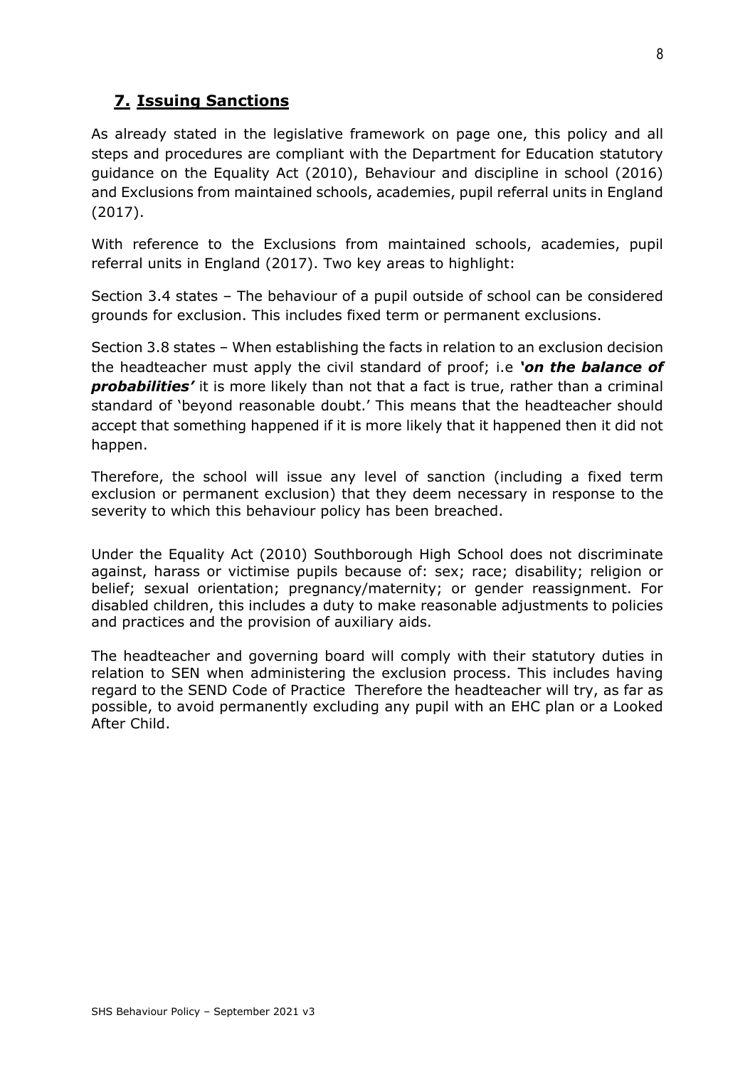## **7. Issuing Sanctions**

As already stated in the legislative framework on page one, this policy and all steps and procedures are compliant with the Department for Education statutory guidance on the Equality Act (2010), Behaviour and discipline in school (2016) and Exclusions from maintained schools, academies, pupil referral units in England (2017).

With reference to the Exclusions from maintained schools, academies, pupil referral units in England (2017). Two key areas to highlight:

Section 3.4 states – The behaviour of a pupil outside of school can be considered grounds for exclusion. This includes fixed term or permanent exclusions.

Section 3.8 states – When establishing the facts in relation to an exclusion decision the headteacher must apply the civil standard of proof; i.e ***'on the balance of probabilities'*** it is more likely than not that a fact is true, rather than a criminal standard of 'beyond reasonable doubt.' This means that the headteacher should accept that something happened if it is more likely that it happened then it did not happen.

Therefore, the school will issue any level of sanction (including a fixed term exclusion or permanent exclusion) that they deem necessary in response to the severity to which this behaviour policy has been breached.

Under the Equality Act (2010) Southborough High School does not discriminate against, harass or victimise pupils because of: sex; race; disability; religion or belief; sexual orientation; pregnancy/maternity; or gender reassignment. For disabled children, this includes a duty to make reasonable adjustments to policies and practices and the provision of auxiliary aids.

The headteacher and governing board will comply with their statutory duties in relation to SEN when administering the exclusion process. This includes having regard to the SEND Code of Practice Therefore the headteacher will try, as far as possible, to avoid permanently excluding any pupil with an EHC plan or a Looked After Child.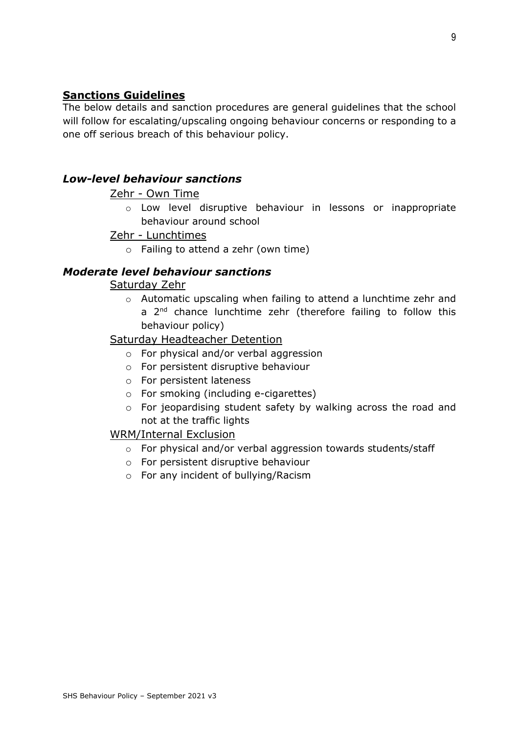## Sanctions Guidelines

The below details and sanction procedures are general guidelines that the school will follow for escalating/upscaling ongoing behaviour concerns or responding to a one off serious breach of this behaviour policy.

### *Low-level behaviour sanctions*

Zehr - Own Time

- Low level disruptive behaviour in lessons or inappropriate behaviour around school

Zehr - Lunchtimes

- Failing to attend a zehr (own time)

### *Moderate level behaviour sanctions*

Saturday Zehr

- Automatic upscaling when failing to attend a lunchtime zehr and a 2nd chance lunchtime zehr (therefore failing to follow this behaviour policy)

Saturday Headteacher Detention

- For physical and/or verbal aggression
- For persistent disruptive behaviour
- For persistent lateness
- For smoking (including e-cigarettes)
- For jeopardising student safety by walking across the road and not at the traffic lights

WRM/Internal Exclusion

- For physical and/or verbal aggression towards students/staff
- For persistent disruptive behaviour
- For any incident of bullying/Racism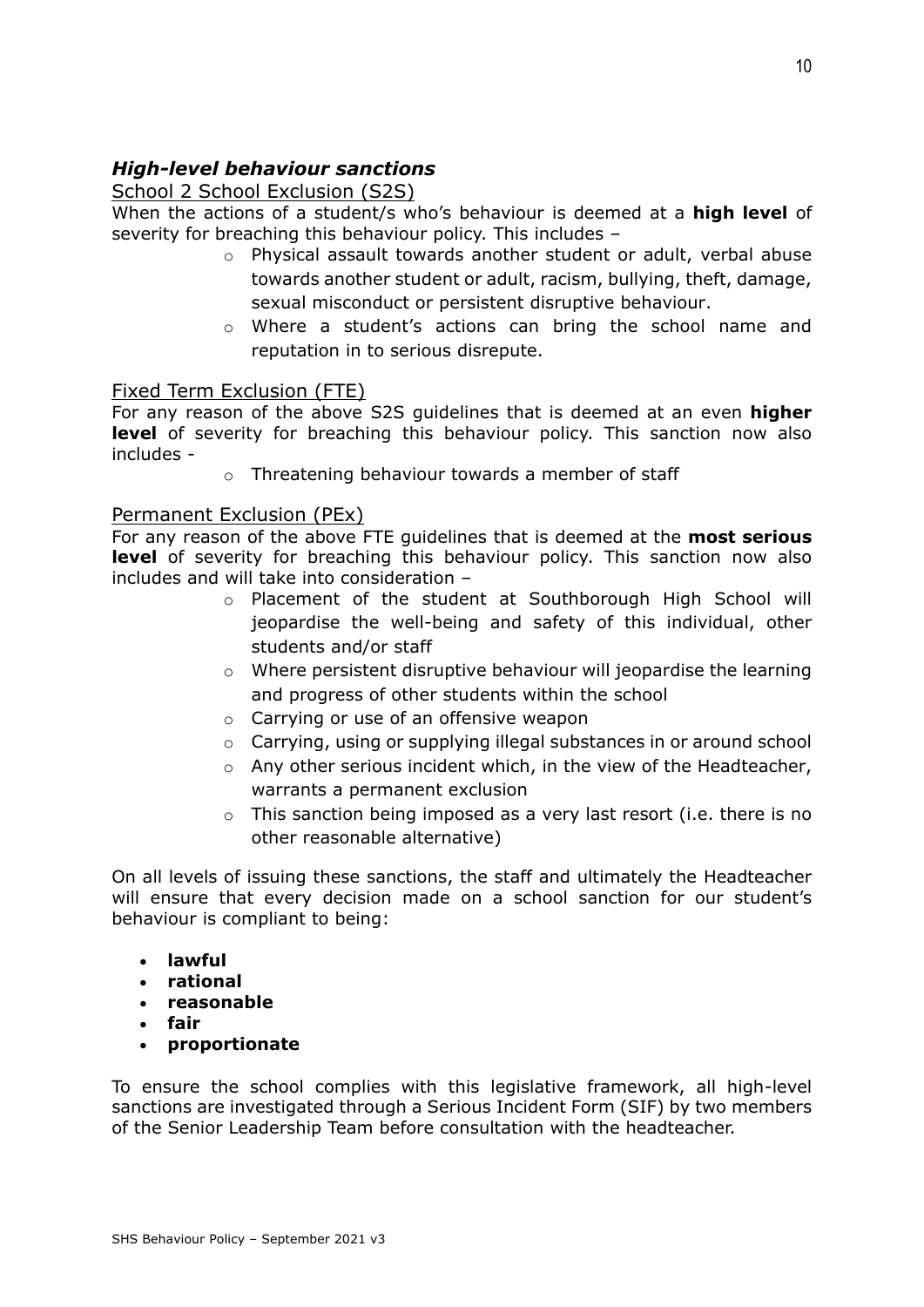### ***High-level behaviour sanctions***

School 2 School Exclusion (S2S)

When the actions of a student/s who's behaviour is deemed at a **high level** of severity for breaching this behaviour policy. This includes –

- Physical assault towards another student or adult, verbal abuse towards another student or adult, racism, bullying, theft, damage, sexual misconduct or persistent disruptive behaviour.
- Where a student's actions can bring the school name and reputation in to serious disrepute.

Fixed Term Exclusion (FTE)

For any reason of the above S2S guidelines that is deemed at an even **higher level** of severity for breaching this behaviour policy. This sanction now also includes -

- Threatening behaviour towards a member of staff

Permanent Exclusion (PEx)

For any reason of the above FTE guidelines that is deemed at the **most serious level** of severity for breaching this behaviour policy. This sanction now also includes and will take into consideration –

- Placement of the student at Southborough High School will jeopardise the well-being and safety of this individual, other students and/or staff
- Where persistent disruptive behaviour will jeopardise the learning and progress of other students within the school
- Carrying or use of an offensive weapon
- Carrying, using or supplying illegal substances in or around school
- Any other serious incident which, in the view of the Headteacher, warrants a permanent exclusion
- This sanction being imposed as a very last resort (i.e. there is no other reasonable alternative)

On all levels of issuing these sanctions, the staff and ultimately the Headteacher will ensure that every decision made on a school sanction for our student's behaviour is compliant to being:

- **lawful**
- **rational**
- **reasonable**
- **fair**
- **proportionate**

To ensure the school complies with this legislative framework, all high-level sanctions are investigated through a Serious Incident Form (SIF) by two members of the Senior Leadership Team before consultation with the headteacher.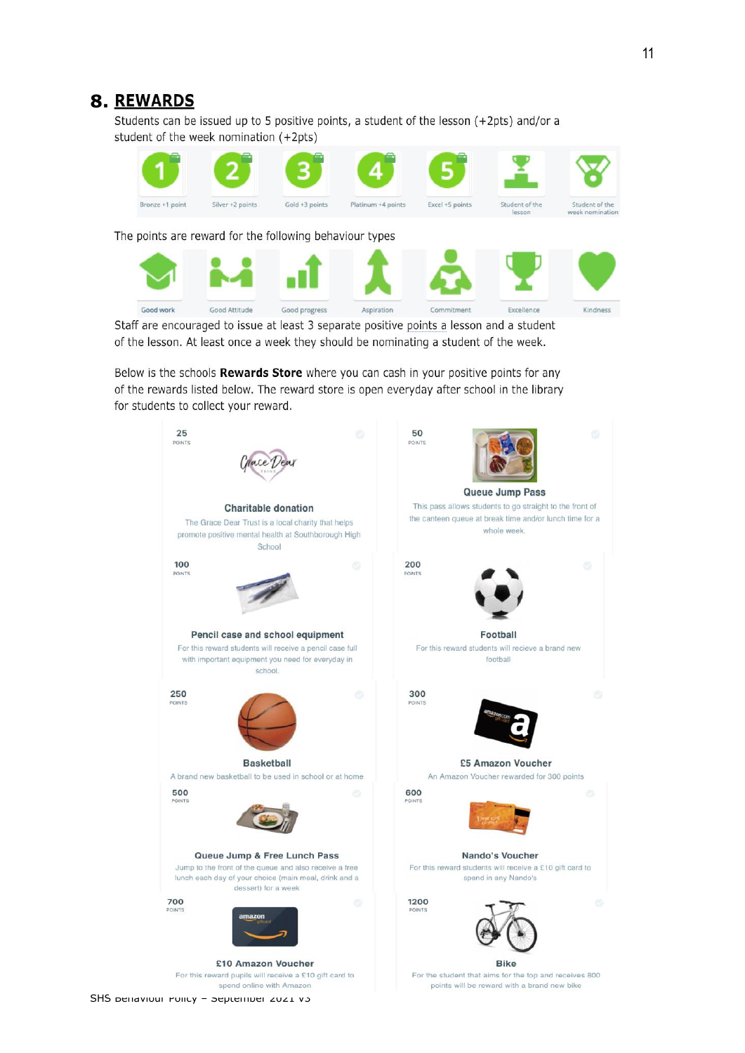## 8. REWARDS

Students can be issued up to 5 positive points, a student of the lesson (+2pts) and/or a student of the week nomination (+2pts)

| Bronze +1 point | Silver +2 points | Gold +3 points | Platinum +4 points | Excel +5 points | Student of the lesson | Student of the week nomination |
|---|---|---|---|---|---|---|

The points are reward for the following behaviour types

| Good work | Good Attitude | Good progress | Aspiration | Commitment | Excellence | Kindness |
|---|---|---|---|---|---|---|

Staff are encouraged to issue at least 3 separate positive points a lesson and a student of the lesson. At least once a week they should be nominating a student of the week.

Below is the schools **Rewards Store** where you can cash in your positive points for any of the rewards listed below. The reward store is open everyday after school in the library for students to collect your reward.

| Points | Reward | Description |
|---|---|---|
| 25 POINTS | Charitable donation | The Grace Dear Trust is a local charity that helps promote positive mental health at Southborough High School |
| 50 POINTS | Queue Jump Pass | This pass allows students to go straight to the front of the canteen queue at break time and/or lunch time for a whole week. |
| 100 POINTS | Pencil case and school equipment | For this reward students will receive a pencil case full with important equipment you need for everyday in school. |
| 200 POINTS | Football | For this reward students will recieve a brand new football |
| 250 POINTS | Basketball | A brand new basketball to be used in school or at home |
| 300 POINTS | £5 Amazon Voucher | An Amazon Voucher rewarded for 300 points |
| 500 POINTS | Queue Jump & Free Lunch Pass | Jump to the front of the queue and also receive a free lunch each day of your choice (main meal, drink and a dessert) for a week |
| 600 POINTS | Nando's Voucher | For this reward students will receive a £10 gift card to spend in any Nando's |
| 700 POINTS | £10 Amazon Voucher | For this reward pupils will receive a £10 gift card to spend online with Amazon |
| 1200 POINTS | Bike | For the student that aims for the top and receives 800 points will be reward with a brand new bike |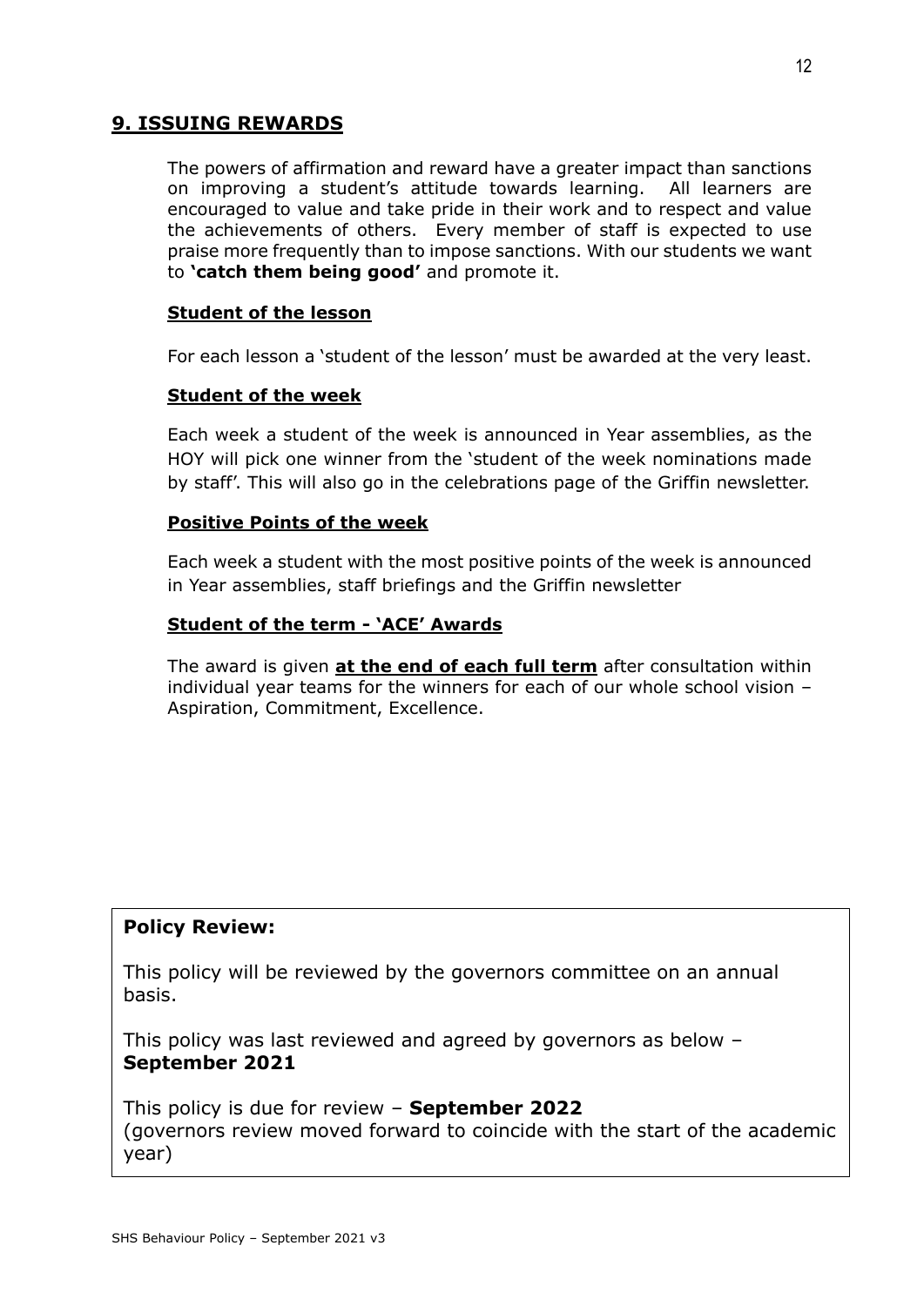## 9. ISSUING REWARDS

The powers of affirmation and reward have a greater impact than sanctions on improving a student's attitude towards learning. All learners are encouraged to value and take pride in their work and to respect and value the achievements of others. Every member of staff is expected to use praise more frequently than to impose sanctions. With our students we want to **'catch them being good'** and promote it.

**Student of the lesson**

For each lesson a 'student of the lesson' must be awarded at the very least.

**Student of the week**

Each week a student of the week is announced in Year assemblies, as the HOY will pick one winner from the 'student of the week nominations made by staff'. This will also go in the celebrations page of the Griffin newsletter.

**Positive Points of the week**

Each week a student with the most positive points of the week is announced in Year assemblies, staff briefings and the Griffin newsletter

**Student of the term - 'ACE' Awards**

The award is given **at the end of each full term** after consultation within individual year teams for the winners for each of our whole school vision – Aspiration, Commitment, Excellence.

**Policy Review:**

This policy will be reviewed by the governors committee on an annual basis.

This policy was last reviewed and agreed by governors as below – **September 2021**

This policy is due for review – **September 2022**
(governors review moved forward to coincide with the start of the academic year)